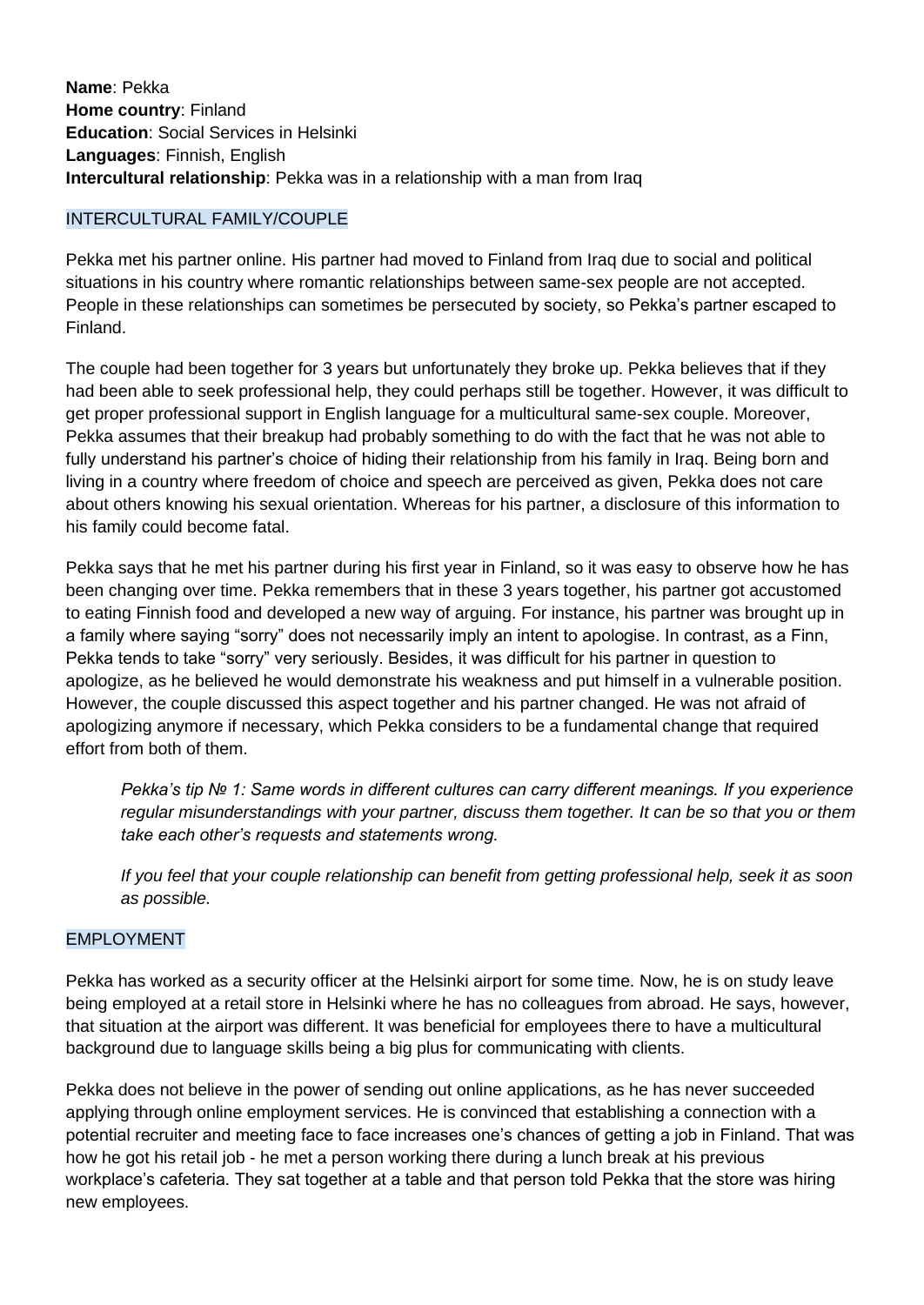**Name**: Pekka
**Home country**: Finland
**Education**: Social Services in Helsinki
**Languages**: Finnish, English
**Intercultural relationship**: Pekka was in a relationship with a man from Iraq

## INTERCULTURAL FAMILY/COUPLE

Pekka met his partner online. His partner had moved to Finland from Iraq due to social and political situations in his country where romantic relationships between same-sex people are not accepted. People in these relationships can sometimes be persecuted by society, so Pekka's partner escaped to Finland.

The couple had been together for 3 years but unfortunately they broke up. Pekka believes that if they had been able to seek professional help, they could perhaps still be together. However, it was difficult to get proper professional support in English language for a multicultural same-sex couple. Moreover, Pekka assumes that their breakup had probably something to do with the fact that he was not able to fully understand his partner's choice of hiding their relationship from his family in Iraq. Being born and living in a country where freedom of choice and speech are perceived as given, Pekka does not care about others knowing his sexual orientation. Whereas for his partner, a disclosure of this information to his family could become fatal.

Pekka says that he met his partner during his first year in Finland, so it was easy to observe how he has been changing over time. Pekka remembers that in these 3 years together, his partner got accustomed to eating Finnish food and developed a new way of arguing. For instance, his partner was brought up in a family where saying "sorry" does not necessarily imply an intent to apologise. In contrast, as a Finn, Pekka tends to take "sorry" very seriously. Besides, it was difficult for his partner in question to apologize, as he believed he would demonstrate his weakness and put himself in a vulnerable position. However, the couple discussed this aspect together and his partner changed. He was not afraid of apologizing anymore if necessary, which Pekka considers to be a fundamental change that required effort from both of them.

> *Pekka's tip № 1: Same words in different cultures can carry different meanings. If you experience regular misunderstandings with your partner, discuss them together. It can be so that you or them take each other's requests and statements wrong.*
>
> *If you feel that your couple relationship can benefit from getting professional help, seek it as soon as possible.*

## EMPLOYMENT

Pekka has worked as a security officer at the Helsinki airport for some time. Now, he is on study leave being employed at a retail store in Helsinki where he has no colleagues from abroad. He says, however, that situation at the airport was different. It was beneficial for employees there to have a multicultural background due to language skills being a big plus for communicating with clients.

Pekka does not believe in the power of sending out online applications, as he has never succeeded applying through online employment services. He is convinced that establishing a connection with a potential recruiter and meeting face to face increases one's chances of getting a job in Finland. That was how he got his retail job - he met a person working there during a lunch break at his previous workplace's cafeteria. They sat together at a table and that person told Pekka that the store was hiring new employees.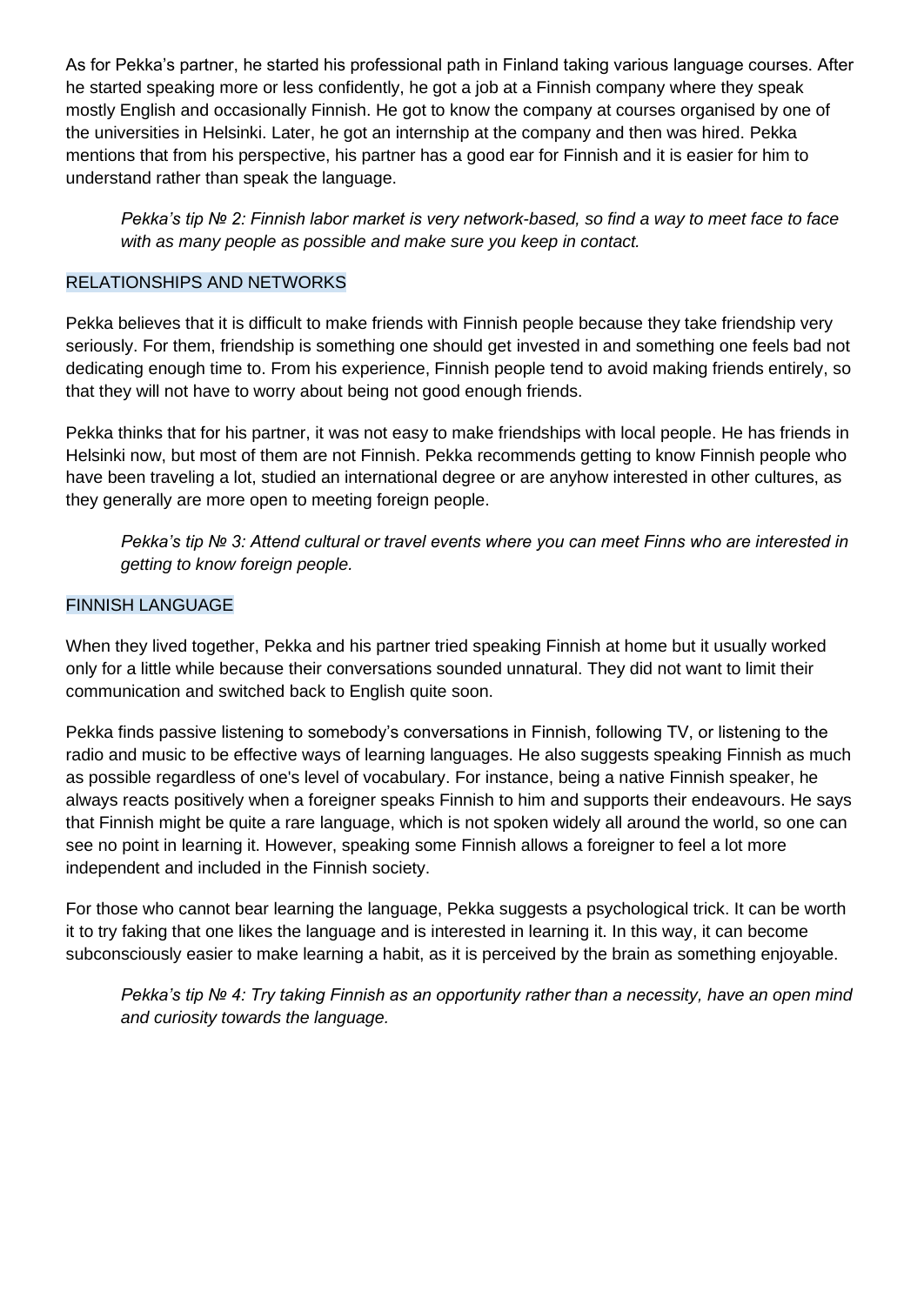As for Pekka's partner, he started his professional path in Finland taking various language courses. After he started speaking more or less confidently, he got a job at a Finnish company where they speak mostly English and occasionally Finnish. He got to know the company at courses organised by one of the universities in Helsinki. Later, he got an internship at the company and then was hired. Pekka mentions that from his perspective, his partner has a good ear for Finnish and it is easier for him to understand rather than speak the language.

> *Pekka's tip № 2: Finnish labor market is very network-based, so find a way to meet face to face with as many people as possible and make sure you keep in contact.*

## RELATIONSHIPS AND NETWORKS

Pekka believes that it is difficult to make friends with Finnish people because they take friendship very seriously. For them, friendship is something one should get invested in and something one feels bad not dedicating enough time to. From his experience, Finnish people tend to avoid making friends entirely, so that they will not have to worry about being not good enough friends.

Pekka thinks that for his partner, it was not easy to make friendships with local people. He has friends in Helsinki now, but most of them are not Finnish. Pekka recommends getting to know Finnish people who have been traveling a lot, studied an international degree or are anyhow interested in other cultures, as they generally are more open to meeting foreign people.

> *Pekka's tip № 3: Attend cultural or travel events where you can meet Finns who are interested in getting to know foreign people.*

## FINNISH LANGUAGE

When they lived together, Pekka and his partner tried speaking Finnish at home but it usually worked only for a little while because their conversations sounded unnatural. They did not want to limit their communication and switched back to English quite soon.

Pekka finds passive listening to somebody's conversations in Finnish, following TV, or listening to the radio and music to be effective ways of learning languages. He also suggests speaking Finnish as much as possible regardless of one's level of vocabulary. For instance, being a native Finnish speaker, he always reacts positively when a foreigner speaks Finnish to him and supports their endeavours. He says that Finnish might be quite a rare language, which is not spoken widely all around the world, so one can see no point in learning it. However, speaking some Finnish allows a foreigner to feel a lot more independent and included in the Finnish society.

For those who cannot bear learning the language, Pekka suggests a psychological trick. It can be worth it to try faking that one likes the language and is interested in learning it. In this way, it can become subconsciously easier to make learning a habit, as it is perceived by the brain as something enjoyable.

> *Pekka's tip № 4: Try taking Finnish as an opportunity rather than a necessity, have an open mind and curiosity towards the language.*